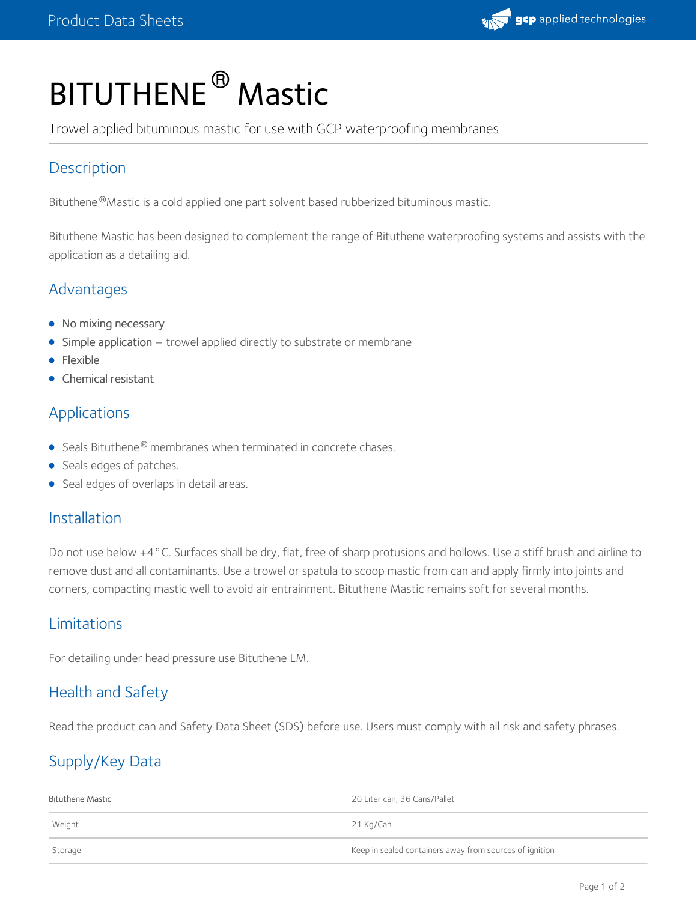# BITUTHENE® Mastic

Trowel applied bituminous mastic for use with GCP waterproofing membranes

## Description

Bituthene®Mastic is a cold applied one part solvent based rubberized bituminous mastic.

Bituthene Mastic has been designed to complement the range of Bituthene waterproofing systems and assists with the application as a detailing aid.

## Advantages

- No mixing necessary
- Simple application – trowel applied directly to substrate or membrane
- Flexible
- Chemical resistant

## Applications

- Seals Bituthene® membranes when terminated in concrete chases.
- Seals edges of patches.
- Seal edges of overlaps in detail areas.

## Installation

Do not use below +4°C. Surfaces shall be dry, flat, free of sharp protusions and hollows. Use a stiff brush and airline to remove dust and all contaminants. Use a trowel or spatula to scoop mastic from can and apply firmly into joints and corners, compacting mastic well to avoid air entrainment. Bituthene Mastic remains soft for several months.

## Limitations

For detailing under head pressure use Bituthene LM.

## Health and Safety

Read the product can and Safety Data Sheet (SDS) before use. Users must comply with all risk and safety phrases.

## Supply/Key Data

| Bituthene Mastic | 20 Liter can, 36 Cans/Pallet |
|---|---|
| Weight | 21 Kg/Can |
| Storage | Keep in sealed containers away from sources of ignition |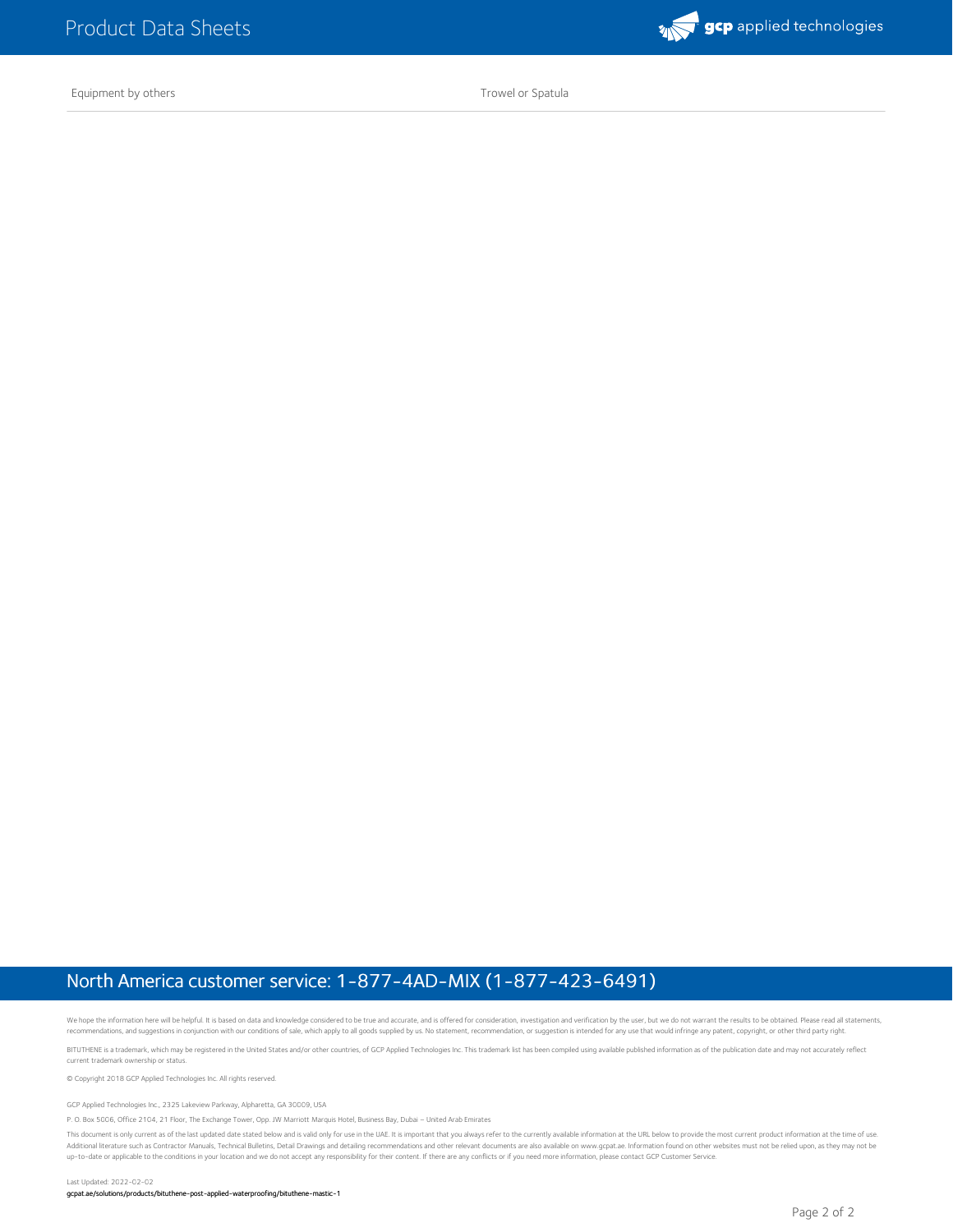| | |
| --- | --- |
| Equipment by others | Trowel or Spatula |

## North America customer service: 1-877-4AD-MIX (1-877-423-6491)

We hope the information here will be helpful. It is based on data and knowledge considered to be true and accurate, and is offered for consideration, investigation and verification by the user, but we do not warrant the results to be obtained. Please read all statements, recommendations, and suggestions in conjunction with our conditions of sale, which apply to all goods supplied by us. No statement, recommendation, or suggestion is intended for any use that would infringe any patent, copyright, or other third party right.

BITUTHENE is a trademark, which may be registered in the United States and/or other countries, of GCP Applied Technologies Inc. This trademark list has been compiled using available published information as of the publication date and may not accurately reflect current trademark ownership or status.

© Copyright 2018 GCP Applied Technologies Inc. All rights reserved.

GCP Applied Technologies Inc., 2325 Lakeview Parkway, Alpharetta, GA 30009, USA

P. O. Box 5006, Office 2104, 21 Floor, The Exchange Tower, Opp. JW Marriott Marquis Hotel, Business Bay, Dubai – United Arab Emirates

This document is only current as of the last updated date stated below and is valid only for use in the UAE. It is important that you always refer to the currently available information at the URL below to provide the most current product information at the time of use. Additional literature such as Contractor Manuals, Technical Bulletins, Detail Drawings and detailing recommendations and other relevant documents are also available on www.gcpat.ae. Information found on other websites must not be relied upon, as they may not be up-to-date or applicable to the conditions in your location and we do not accept any responsibility for their content. If there are any conflicts or if you need more information, please contact GCP Customer Service.

Last Updated: 2022-02-02

gcpat.ae/solutions/products/bituthene-post-applied-waterproofing/bituthene-mastic-1